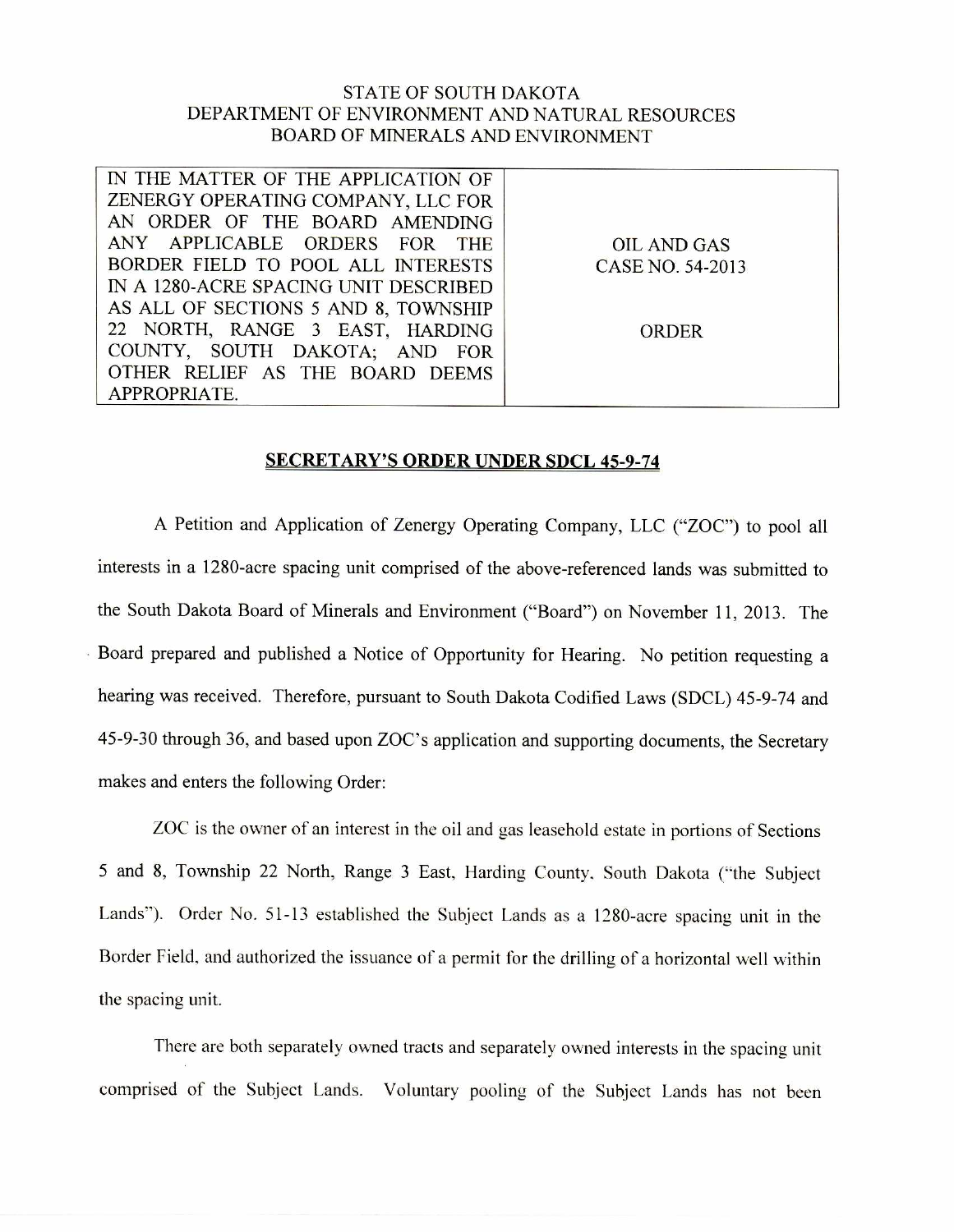STATE OF SOUTH DAKOTA
DEPARTMENT OF ENVIRONMENT AND NATURAL RESOURCES
BOARD OF MINERALS AND ENVIRONMENT

| IN THE MATTER OF THE APPLICATION OF ZENERGY OPERATING COMPANY, LLC FOR AN ORDER OF THE BOARD AMENDING ANY APPLICABLE ORDERS FOR THE BORDER FIELD TO POOL ALL INTERESTS IN A 1280-ACRE SPACING UNIT DESCRIBED AS ALL OF SECTIONS 5 AND 8, TOWNSHIP 22 NORTH, RANGE 3 EAST, HARDING COUNTY, SOUTH DAKOTA; AND FOR OTHER RELIEF AS THE BOARD DEEMS APPROPRIATE. | OIL AND GAS CASE NO. 54-2013<br><br>ORDER |
|---|---|

## SECRETARY'S ORDER UNDER SDCL 45-9-74

A Petition and Application of Zenergy Operating Company, LLC ("ZOC") to pool all interests in a 1280-acre spacing unit comprised of the above-referenced lands was submitted to the South Dakota Board of Minerals and Environment ("Board") on November 11, 2013. The Board prepared and published a Notice of Opportunity for Hearing. No petition requesting a hearing was received. Therefore, pursuant to South Dakota Codified Laws (SDCL) 45-9-74 and 45-9-30 through 36, and based upon ZOC's application and supporting documents, the Secretary makes and enters the following Order:

ZOC is the owner of an interest in the oil and gas leasehold estate in portions of Sections 5 and 8, Township 22 North, Range 3 East, Harding County, South Dakota ("the Subject Lands"). Order No. 51-13 established the Subject Lands as a 1280-acre spacing unit in the Border Field, and authorized the issuance of a permit for the drilling of a horizontal well within the spacing unit.

There are both separately owned tracts and separately owned interests in the spacing unit comprised of the Subject Lands. Voluntary pooling of the Subject Lands has not been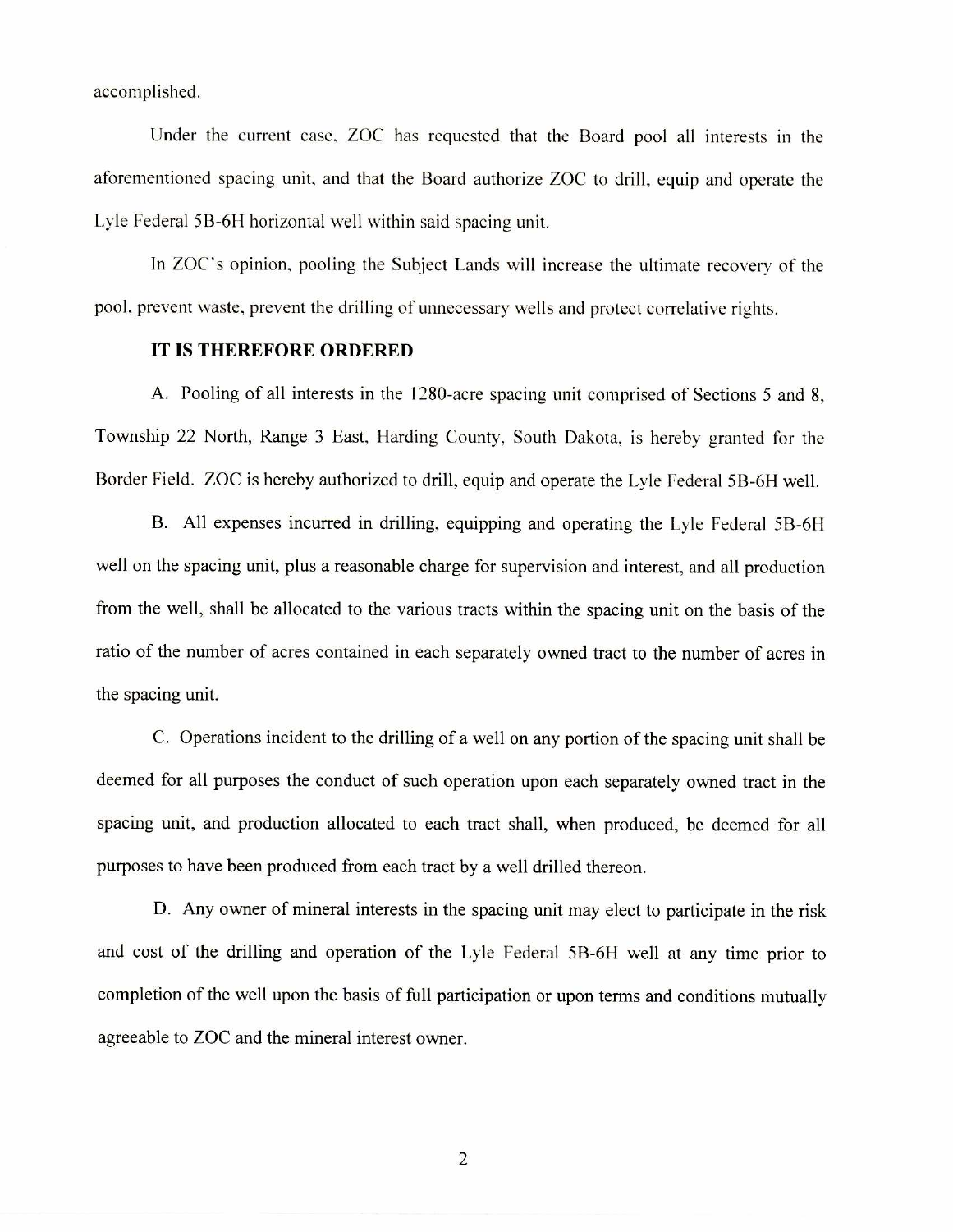accomplished.

Under the current case, ZOC has requested that the Board pool all interests in the aforementioned spacing unit, and that the Board authorize ZOC to drill, equip and operate the Lyle Federal 5B-6H horizontal well within said spacing unit.

In ZOC's opinion, pooling the Subject Lands will increase the ultimate recovery of the pool, prevent waste, prevent the drilling of unnecessary wells and protect correlative rights.

**IT IS THEREFORE ORDERED**

A. Pooling of all interests in the 1280-acre spacing unit comprised of Sections 5 and 8, Township 22 North, Range 3 East, Harding County, South Dakota, is hereby granted for the Border Field. ZOC is hereby authorized to drill, equip and operate the Lyle Federal 5B-6H well.

B. All expenses incurred in drilling, equipping and operating the Lyle Federal 5B-6H well on the spacing unit, plus a reasonable charge for supervision and interest, and all production from the well, shall be allocated to the various tracts within the spacing unit on the basis of the ratio of the number of acres contained in each separately owned tract to the number of acres in the spacing unit.

C. Operations incident to the drilling of a well on any portion of the spacing unit shall be deemed for all purposes the conduct of such operation upon each separately owned tract in the spacing unit, and production allocated to each tract shall, when produced, be deemed for all purposes to have been produced from each tract by a well drilled thereon.

D. Any owner of mineral interests in the spacing unit may elect to participate in the risk and cost of the drilling and operation of the Lyle Federal 5B-6H well at any time prior to completion of the well upon the basis of full participation or upon terms and conditions mutually agreeable to ZOC and the mineral interest owner.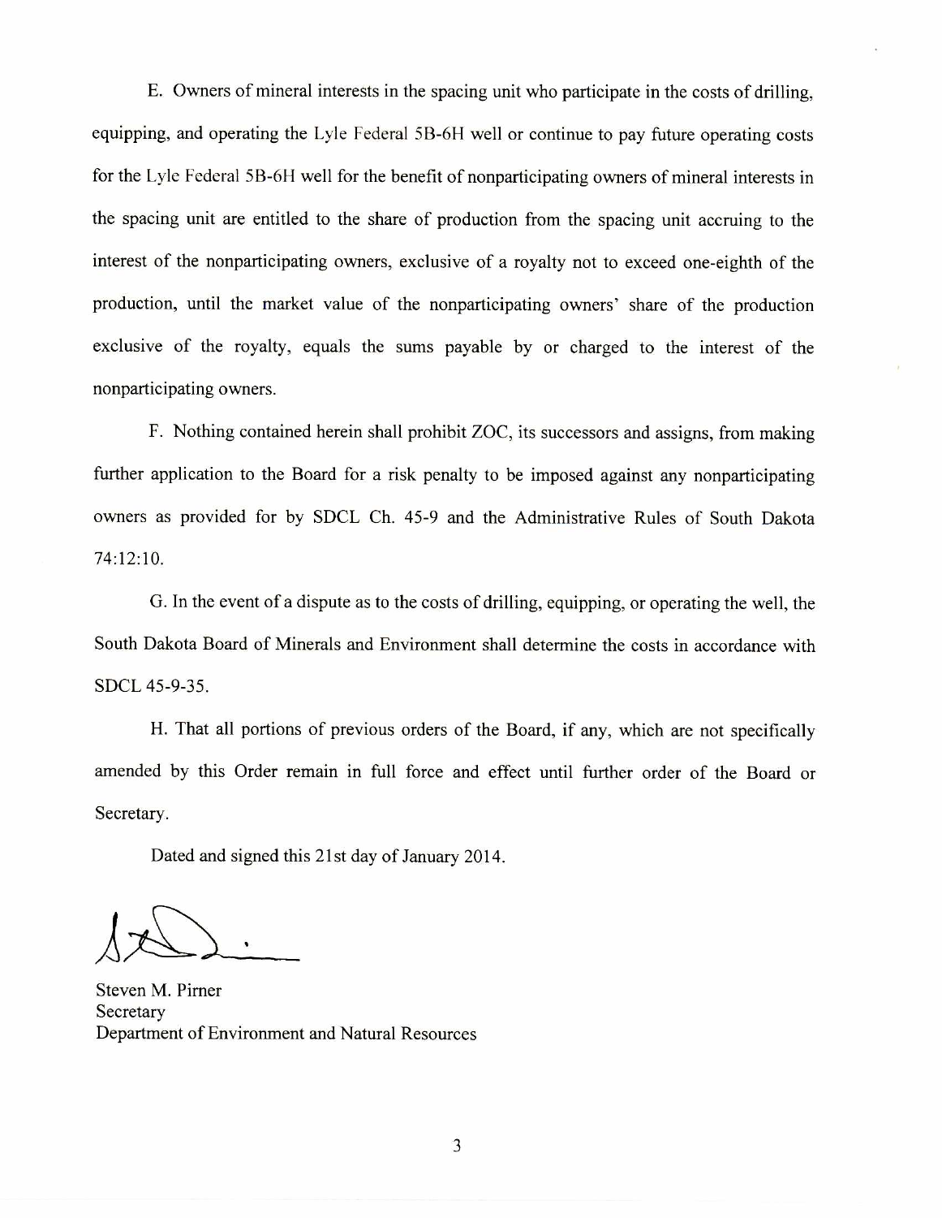E. Owners of mineral interests in the spacing unit who participate in the costs of drilling, equipping, and operating the Lyle Federal 5B-6H well or continue to pay future operating costs for the Lyle Federal 5B-6H well for the benefit of nonparticipating owners of mineral interests in the spacing unit are entitled to the share of production from the spacing unit accruing to the interest of the nonparticipating owners, exclusive of a royalty not to exceed one-eighth of the production, until the market value of the nonparticipating owners' share of the production exclusive of the royalty, equals the sums payable by or charged to the interest of the nonparticipating owners.

F. Nothing contained herein shall prohibit ZOC, its successors and assigns, from making further application to the Board for a risk penalty to be imposed against any nonparticipating owners as provided for by SDCL Ch. 45-9 and the Administrative Rules of South Dakota 74:12:10.

G. In the event of a dispute as to the costs of drilling, equipping, or operating the well, the South Dakota Board of Minerals and Environment shall determine the costs in accordance with SDCL 45-9-35.

H. That all portions of previous orders of the Board, if any, which are not specifically amended by this Order remain in full force and effect until further order of the Board or Secretary.

Dated and signed this 21st day of January 2014.

Steven M. Pirner
Secretary
Department of Environment and Natural Resources